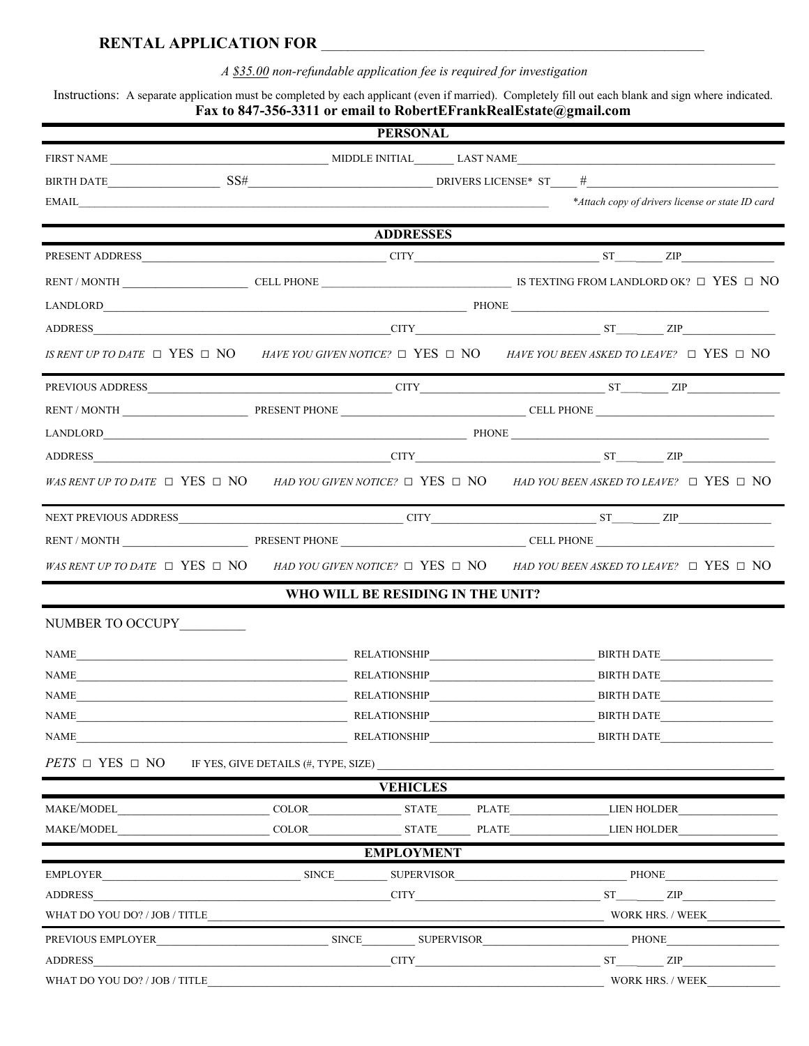# RENTAL APPLICATION FOR ______________________________________________________

*A $35.00 non-refundable application fee is required for investigation*

Instructions: A separate application must be completed by each applicant (even if married). Completely fill out each blank and sign where indicated.

**Fax to 847-356-3311 or email to RobertEFrankRealEstate@gmail.com**

## PERSONAL

FIRST NAME ______________________ MIDDLE INITIAL_______ LAST NAME______________________

BIRTH DATE__________________ SS#______________________ DRIVERS LICENSE* ST____ #______________________

EMAIL______________________________________________ *\*Attach copy of drivers license or state ID card*

## ADDRESSES

PRESENT ADDRESS______________________ CITY______________________ ST________ ZIP______________

RENT / MONTH ______________ CELL PHONE ______________________ IS TEXTING FROM LANDLORD OK? ☐ YES ☐ NO

LANDLORD______________________________________ PHONE ______________________

ADDRESS______________________ CITY______________________ ST________ ZIP______________

*IS RENT UP TO DATE* ☐ YES ☐ NO *HAVE YOU GIVEN NOTICE?* ☐ YES ☐ NO *HAVE YOU BEEN ASKED TO LEAVE?* ☐ YES ☐ NO

PREVIOUS ADDRESS______________________ CITY______________________ ST________ ZIP______________

RENT / MONTH ______________ PRESENT PHONE ______________________ CELL PHONE ______________________

LANDLORD______________________________________ PHONE ______________________

ADDRESS______________________ CITY______________________ ST________ ZIP______________

*WAS RENT UP TO DATE* ☐ YES ☐ NO *HAD YOU GIVEN NOTICE?* ☐ YES ☐ NO *HAD YOU BEEN ASKED TO LEAVE?* ☐ YES ☐ NO

NEXT PREVIOUS ADDRESS______________________ CITY______________________ ST________ ZIP______________

RENT / MONTH ______________ PRESENT PHONE ______________________ CELL PHONE ______________________

*WAS RENT UP TO DATE* ☐ YES ☐ NO *HAD YOU GIVEN NOTICE?* ☐ YES ☐ NO *HAD YOU BEEN ASKED TO LEAVE?* ☐ YES ☐ NO

## WHO WILL BE RESIDING IN THE UNIT?

NUMBER TO OCCUPY__________

NAME______________________________ RELATIONSHIP______________________ BIRTH DATE______________

NAME______________________________ RELATIONSHIP______________________ BIRTH DATE______________

NAME______________________________ RELATIONSHIP______________________ BIRTH DATE______________

NAME______________________________ RELATIONSHIP______________________ BIRTH DATE______________

NAME______________________________ RELATIONSHIP______________________ BIRTH DATE______________

*PETS* ☐ YES ☐ NO IF YES, GIVE DETAILS (#, TYPE, SIZE) ______________________________________________

## VEHICLES

MAKE/MODEL__________________ COLOR____________ STATE______ PLATE____________ LIEN HOLDER______________

MAKE/MODEL__________________ COLOR____________ STATE______ PLATE____________ LIEN HOLDER______________

## EMPLOYMENT

EMPLOYER______________________ SINCE__________ SUPERVISOR______________________ PHONE______________

ADDRESS______________________ CITY______________________ ST________ ZIP______________

WHAT DO YOU DO? / JOB / TITLE______________________________________________ WORK HRS. / WEEK__________

PREVIOUS EMPLOYER______________________ SINCE__________ SUPERVISOR______________________ PHONE______________

ADDRESS______________________ CITY______________________ ST________ ZIP______________

WHAT DO YOU DO? / JOB / TITLE______________________________________________ WORK HRS. / WEEK__________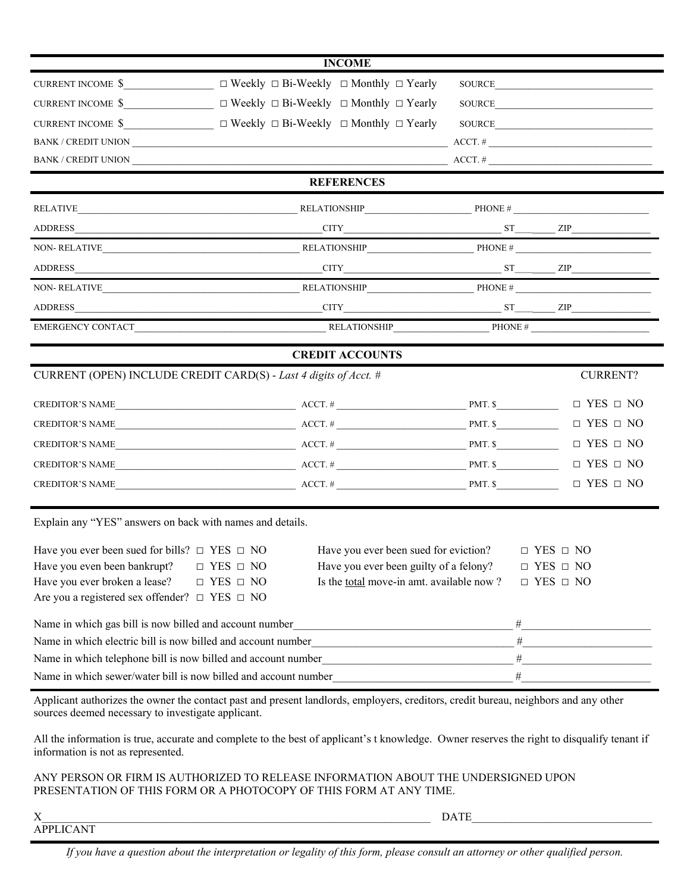## INCOME

CURRENT INCOME $_________________ ☐ Weekly ☐ Bi-Weekly ☐ Monthly ☐ Yearly SOURCE_______________________________

CURRENT INCOME $_________________ ☐ Weekly ☐ Bi-Weekly ☐ Monthly ☐ Yearly SOURCE_______________________________

CURRENT INCOME $_________________ ☐ Weekly ☐ Bi-Weekly ☐ Monthly ☐ Yearly SOURCE_______________________________

BANK / CREDIT UNION _______________________________________________ ACCT. # ______________________________

BANK / CREDIT UNION _______________________________________________ ACCT. # ______________________________

## REFERENCES

RELATIVE_______________________________ RELATIONSHIP_____________________ PHONE # ___________________________

ADDRESS_______________________________CITY______________________________ ST_______ ZIP________________

NON- RELATIVE__________________________ RELATIONSHIP_____________________ PHONE # ___________________________

ADDRESS_______________________________CITY______________________________ ST_______ ZIP________________

NON- RELATIVE__________________________ RELATIONSHIP_____________________ PHONE # ___________________________

ADDRESS_______________________________CITY______________________________ ST_______ ZIP________________

EMERGENCY CONTACT_____________________ RELATIONSHIP_____________________ PHONE # ___________________________

## CREDIT ACCOUNTS

CURRENT (OPEN) INCLUDE CREDIT CARD(S) - *Last 4 digits of Acct. #* CURRENT?

CREDITOR'S NAME_________________________ ACCT. # _______________________ PMT. $____________ ☐ YES ☐ NO

CREDITOR'S NAME_________________________ ACCT. # _______________________ PMT. $____________ ☐ YES ☐ NO

CREDITOR'S NAME_________________________ ACCT. # _______________________ PMT. $____________ ☐ YES ☐ NO

CREDITOR'S NAME_________________________ ACCT. # _______________________ PMT. $____________ ☐ YES ☐ NO

CREDITOR'S NAME_________________________ ACCT. # _______________________ PMT. $____________ ☐ YES ☐ NO

Explain any "YES" answers on back with names and details.

Have you ever been sued for bills? ☐ YES ☐ NO

Have you even been bankrupt? ☐ YES ☐ NO

Have you ever broken a lease? ☐ YES ☐ NO

Are you a registered sex offender? ☐ YES ☐ NO

Have you ever been sued for eviction? ☐ YES ☐ NO

Have you ever been guilty of a felony? ☐ YES ☐ NO

Is the <u>total</u> move-in amt. available now ? ☐ YES ☐ NO

Name in which gas bill is now billed and account number_______________________________ #____________________

Name in which electric bill is now billed and account number___________________________ #____________________

Name in which telephone bill is now billed and account number_________________________ #____________________

Name in which sewer/water bill is now billed and account number_______________________ #____________________

Applicant authorizes the owner the contact past and present landlords, employers, creditors, credit bureau, neighbors and any other sources deemed necessary to investigate applicant.

All the information is true, accurate and complete to the best of applicant's t knowledge. Owner reserves the right to disqualify tenant if information is not as represented.

ANY PERSON OR FIRM IS AUTHORIZED TO RELEASE INFORMATION ABOUT THE UNDERSIGNED UPON PRESENTATION OF THIS FORM OR A PHOTOCOPY OF THIS FORM AT ANY TIME.

X______________________________________________________________ DATE_____________________________

APPLICANT

*If you have a question about the interpretation or legality of this form, please consult an attorney or other qualified person.*